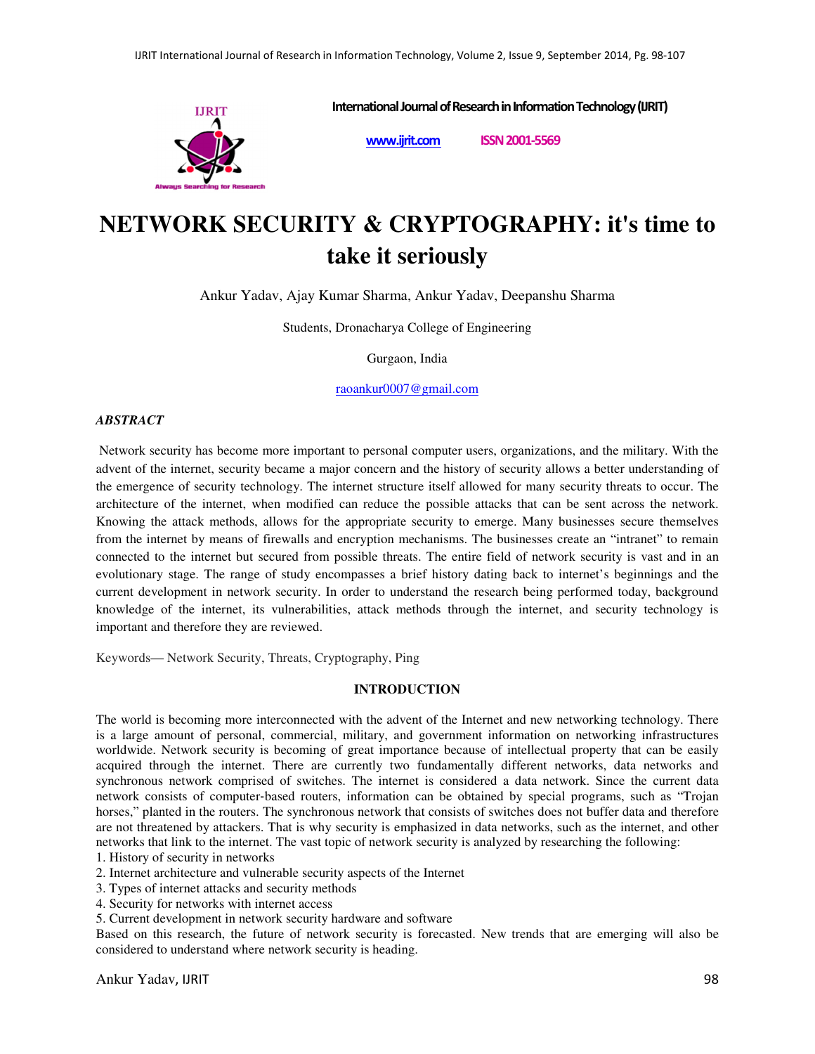International Journal of Research in Information Technology (IJRIT)

www.ijrit.com ISSN 2001-5569

# NETWORK SECURITY & CRYPTOGRAPHY: it's time to take it seriously

Ankur Yadav, Ajay Kumar Sharma, Ankur Yadav, Deepanshu Sharma

Students, Dronacharya College of Engineering

Gurgaon, India

raoankur0007@gmail.com

***ABSTRACT***

Network security has become more important to personal computer users, organizations, and the military. With the advent of the internet, security became a major concern and the history of security allows a better understanding of the emergence of security technology. The internet structure itself allowed for many security threats to occur. The architecture of the internet, when modified can reduce the possible attacks that can be sent across the network. Knowing the attack methods, allows for the appropriate security to emerge. Many businesses secure themselves from the internet by means of firewalls and encryption mechanisms. The businesses create an "intranet" to remain connected to the internet but secured from possible threats. The entire field of network security is vast and in an evolutionary stage. The range of study encompasses a brief history dating back to internet's beginnings and the current development in network security. In order to understand the research being performed today, background knowledge of the internet, its vulnerabilities, attack methods through the internet, and security technology is important and therefore they are reviewed.

Keywords— Network Security, Threats, Cryptography, Ping

## INTRODUCTION

The world is becoming more interconnected with the advent of the Internet and new networking technology. There is a large amount of personal, commercial, military, and government information on networking infrastructures worldwide. Network security is becoming of great importance because of intellectual property that can be easily acquired through the internet. There are currently two fundamentally different networks, data networks and synchronous network comprised of switches. The internet is considered a data network. Since the current data network consists of computer-based routers, information can be obtained by special programs, such as "Trojan horses," planted in the routers. The synchronous network that consists of switches does not buffer data and therefore are not threatened by attackers. That is why security is emphasized in data networks, such as the internet, and other networks that link to the internet. The vast topic of network security is analyzed by researching the following:

1. History of security in networks
2. Internet architecture and vulnerable security aspects of the Internet
3. Types of internet attacks and security methods
4. Security for networks with internet access
5. Current development in network security hardware and software

Based on this research, the future of network security is forecasted. New trends that are emerging will also be considered to understand where network security is heading.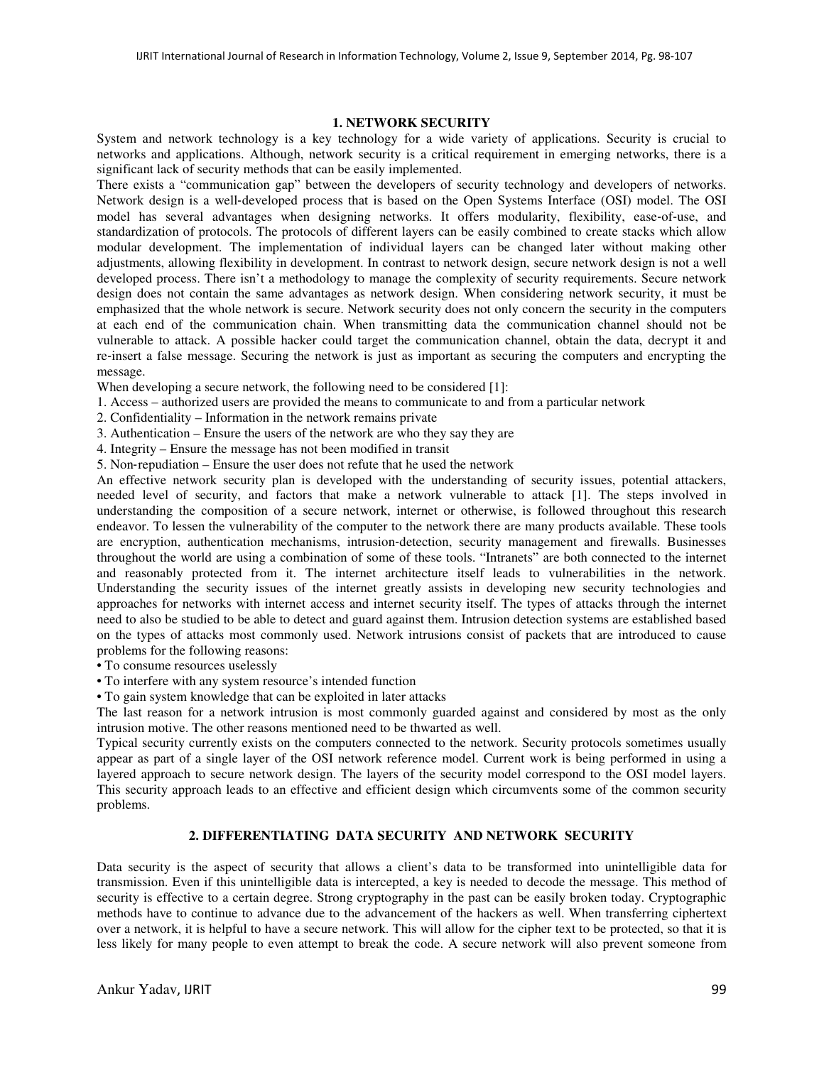## 1. NETWORK SECURITY

System and network technology is a key technology for a wide variety of applications. Security is crucial to networks and applications. Although, network security is a critical requirement in emerging networks, there is a significant lack of security methods that can be easily implemented.

There exists a "communication gap" between the developers of security technology and developers of networks. Network design is a well-developed process that is based on the Open Systems Interface (OSI) model. The OSI model has several advantages when designing networks. It offers modularity, flexibility, ease-of-use, and standardization of protocols. The protocols of different layers can be easily combined to create stacks which allow modular development. The implementation of individual layers can be changed later without making other adjustments, allowing flexibility in development. In contrast to network design, secure network design is not a well developed process. There isn't a methodology to manage the complexity of security requirements. Secure network design does not contain the same advantages as network design. When considering network security, it must be emphasized that the whole network is secure. Network security does not only concern the security in the computers at each end of the communication chain. When transmitting data the communication channel should not be vulnerable to attack. A possible hacker could target the communication channel, obtain the data, decrypt it and re-insert a false message. Securing the network is just as important as securing the computers and encrypting the message.

When developing a secure network, the following need to be considered [1]:

1. Access – authorized users are provided the means to communicate to and from a particular network
2. Confidentiality – Information in the network remains private
3. Authentication – Ensure the users of the network are who they say they are
4. Integrity – Ensure the message has not been modified in transit
5. Non-repudiation – Ensure the user does not refute that he used the network

An effective network security plan is developed with the understanding of security issues, potential attackers, needed level of security, and factors that make a network vulnerable to attack [1]. The steps involved in understanding the composition of a secure network, internet or otherwise, is followed throughout this research endeavor. To lessen the vulnerability of the computer to the network there are many products available. These tools are encryption, authentication mechanisms, intrusion-detection, security management and firewalls. Businesses throughout the world are using a combination of some of these tools. "Intranets" are both connected to the internet and reasonably protected from it. The internet architecture itself leads to vulnerabilities in the network. Understanding the security issues of the internet greatly assists in developing new security technologies and approaches for networks with internet access and internet security itself. The types of attacks through the internet need to also be studied to be able to detect and guard against them. Intrusion detection systems are established based on the types of attacks most commonly used. Network intrusions consist of packets that are introduced to cause problems for the following reasons:

- To consume resources uselessly
- To interfere with any system resource's intended function
- To gain system knowledge that can be exploited in later attacks

The last reason for a network intrusion is most commonly guarded against and considered by most as the only intrusion motive. The other reasons mentioned need to be thwarted as well.

Typical security currently exists on the computers connected to the network. Security protocols sometimes usually appear as part of a single layer of the OSI network reference model. Current work is being performed in using a layered approach to secure network design. The layers of the security model correspond to the OSI model layers. This security approach leads to an effective and efficient design which circumvents some of the common security problems.

## 2. DIFFERENTIATING DATA SECURITY AND NETWORK SECURITY

Data security is the aspect of security that allows a client's data to be transformed into unintelligible data for transmission. Even if this unintelligible data is intercepted, a key is needed to decode the message. This method of security is effective to a certain degree. Strong cryptography in the past can be easily broken today. Cryptographic methods have to continue to advance due to the advancement of the hackers as well. When transferring ciphertext over a network, it is helpful to have a secure network. This will allow for the cipher text to be protected, so that it is less likely for many people to even attempt to break the code. A secure network will also prevent someone from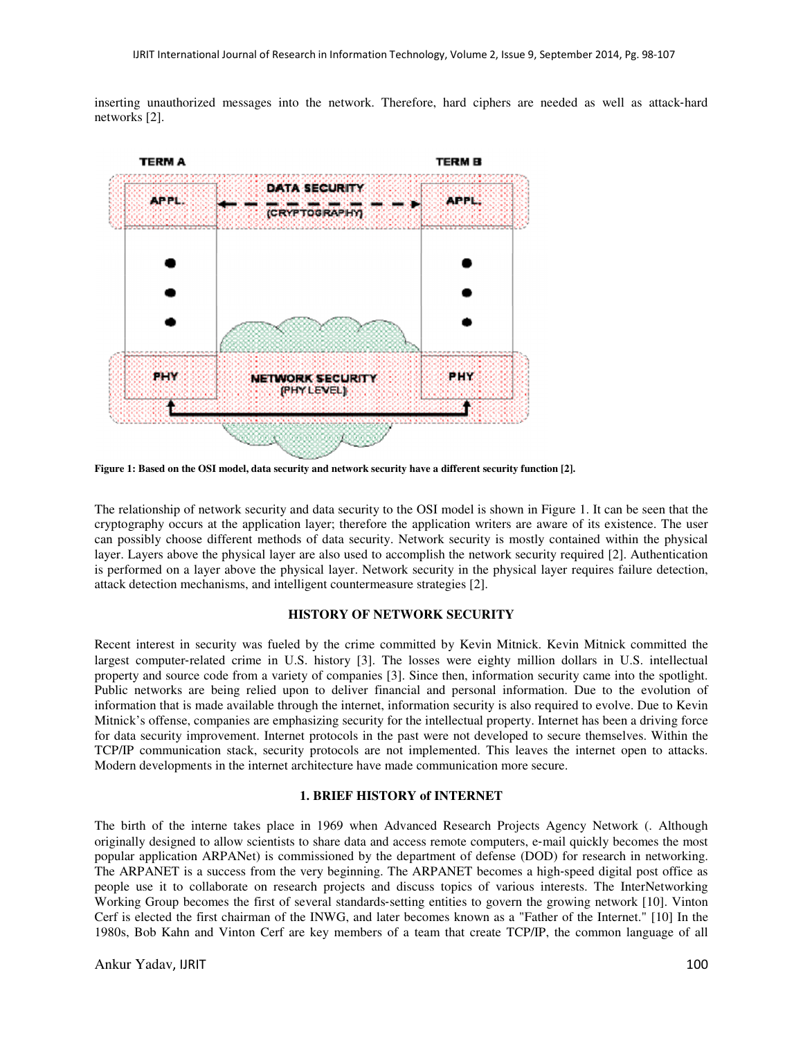inserting unauthorized messages into the network. Therefore, hard ciphers are needed as well as attack-hard networks [2].

**Figure 1: Based on the OSI model, data security and network security have a different security function [2].**

The relationship of network security and data security to the OSI model is shown in Figure 1. It can be seen that the cryptography occurs at the application layer; therefore the application writers are aware of its existence. The user can possibly choose different methods of data security. Network security is mostly contained within the physical layer. Layers above the physical layer are also used to accomplish the network security required [2]. Authentication is performed on a layer above the physical layer. Network security in the physical layer requires failure detection, attack detection mechanisms, and intelligent countermeasure strategies [2].

## HISTORY OF NETWORK SECURITY

Recent interest in security was fueled by the crime committed by Kevin Mitnick. Kevin Mitnick committed the largest computer-related crime in U.S. history [3]. The losses were eighty million dollars in U.S. intellectual property and source code from a variety of companies [3]. Since then, information security came into the spotlight. Public networks are being relied upon to deliver financial and personal information. Due to the evolution of information that is made available through the internet, information security is also required to evolve. Due to Kevin Mitnick's offense, companies are emphasizing security for the intellectual property. Internet has been a driving force for data security improvement. Internet protocols in the past were not developed to secure themselves. Within the TCP/IP communication stack, security protocols are not implemented. This leaves the internet open to attacks. Modern developments in the internet architecture have made communication more secure.

## 1. BRIEF HISTORY of INTERNET

The birth of the interne takes place in 1969 when Advanced Research Projects Agency Network (. Although originally designed to allow scientists to share data and access remote computers, e-mail quickly becomes the most popular application ARPANet) is commissioned by the department of defense (DOD) for research in networking. The ARPANET is a success from the very beginning. The ARPANET becomes a high-speed digital post office as people use it to collaborate on research projects and discuss topics of various interests. The InterNetworking Working Group becomes the first of several standards-setting entities to govern the growing network [10]. Vinton Cerf is elected the first chairman of the INWG, and later becomes known as a "Father of the Internet." [10] In the 1980s, Bob Kahn and Vinton Cerf are key members of a team that create TCP/IP, the common language of all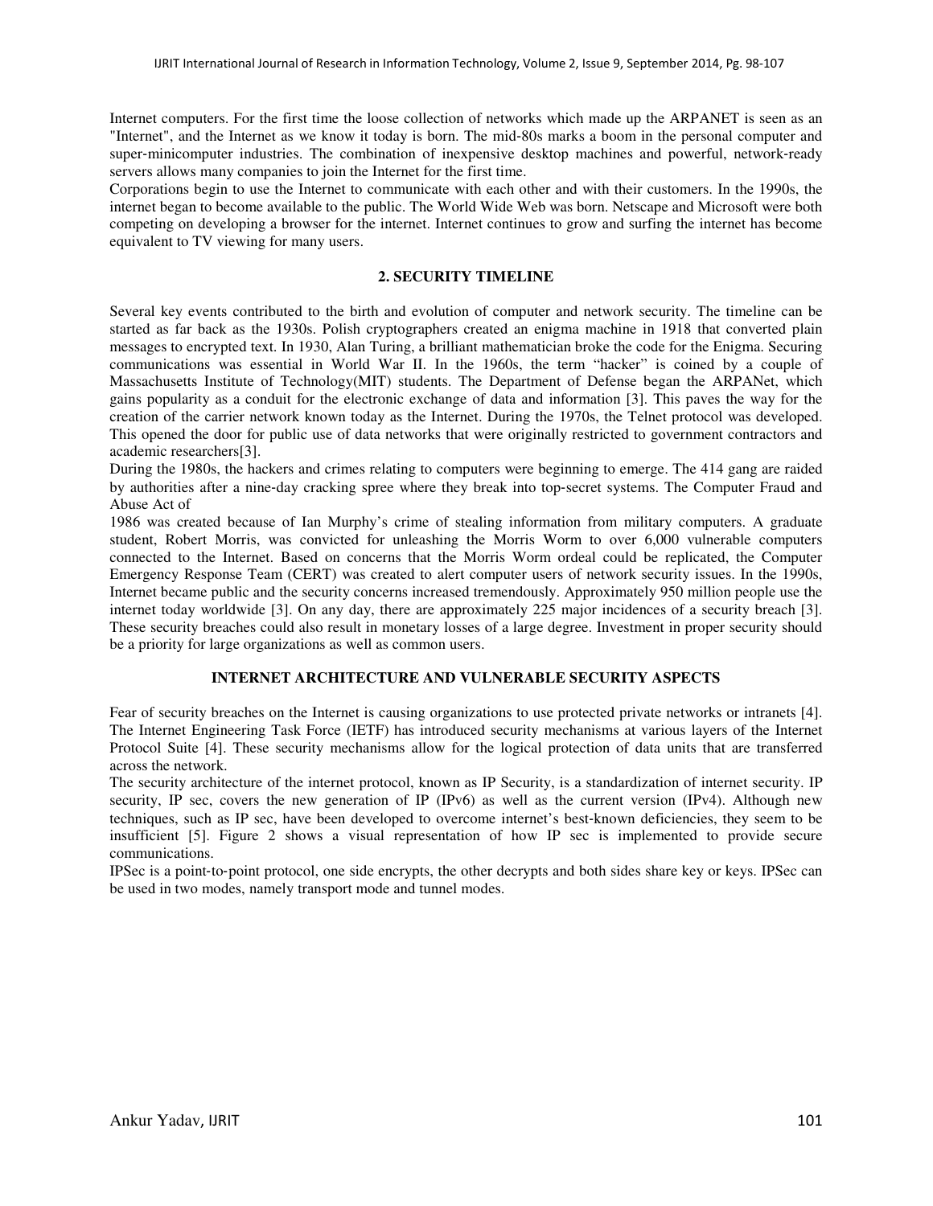Internet computers. For the first time the loose collection of networks which made up the ARPANET is seen as an "Internet", and the Internet as we know it today is born. The mid-80s marks a boom in the personal computer and super-minicomputer industries. The combination of inexpensive desktop machines and powerful, network-ready servers allows many companies to join the Internet for the first time.

Corporations begin to use the Internet to communicate with each other and with their customers. In the 1990s, the internet began to become available to the public. The World Wide Web was born. Netscape and Microsoft were both competing on developing a browser for the internet. Internet continues to grow and surfing the internet has become equivalent to TV viewing for many users.

## 2. SECURITY TIMELINE

Several key events contributed to the birth and evolution of computer and network security. The timeline can be started as far back as the 1930s. Polish cryptographers created an enigma machine in 1918 that converted plain messages to encrypted text. In 1930, Alan Turing, a brilliant mathematician broke the code for the Enigma. Securing communications was essential in World War II. In the 1960s, the term "hacker" is coined by a couple of Massachusetts Institute of Technology(MIT) students. The Department of Defense began the ARPANet, which gains popularity as a conduit for the electronic exchange of data and information [3]. This paves the way for the creation of the carrier network known today as the Internet. During the 1970s, the Telnet protocol was developed. This opened the door for public use of data networks that were originally restricted to government contractors and academic researchers[3].

During the 1980s, the hackers and crimes relating to computers were beginning to emerge. The 414 gang are raided by authorities after a nine-day cracking spree where they break into top-secret systems. The Computer Fraud and Abuse Act of 1986 was created because of Ian Murphy's crime of stealing information from military computers. A graduate student, Robert Morris, was convicted for unleashing the Morris Worm to over 6,000 vulnerable computers connected to the Internet. Based on concerns that the Morris Worm ordeal could be replicated, the Computer Emergency Response Team (CERT) was created to alert computer users of network security issues. In the 1990s, Internet became public and the security concerns increased tremendously. Approximately 950 million people use the internet today worldwide [3]. On any day, there are approximately 225 major incidences of a security breach [3]. These security breaches could also result in monetary losses of a large degree. Investment in proper security should be a priority for large organizations as well as common users.

## INTERNET ARCHITECTURE AND VULNERABLE SECURITY ASPECTS

Fear of security breaches on the Internet is causing organizations to use protected private networks or intranets [4]. The Internet Engineering Task Force (IETF) has introduced security mechanisms at various layers of the Internet Protocol Suite [4]. These security mechanisms allow for the logical protection of data units that are transferred across the network.

The security architecture of the internet protocol, known as IP Security, is a standardization of internet security. IP security, IP sec, covers the new generation of IP (IPv6) as well as the current version (IPv4). Although new techniques, such as IP sec, have been developed to overcome internet's best-known deficiencies, they seem to be insufficient [5]. Figure 2 shows a visual representation of how IP sec is implemented to provide secure communications.

IPSec is a point-to-point protocol, one side encrypts, the other decrypts and both sides share key or keys. IPSec can be used in two modes, namely transport mode and tunnel modes.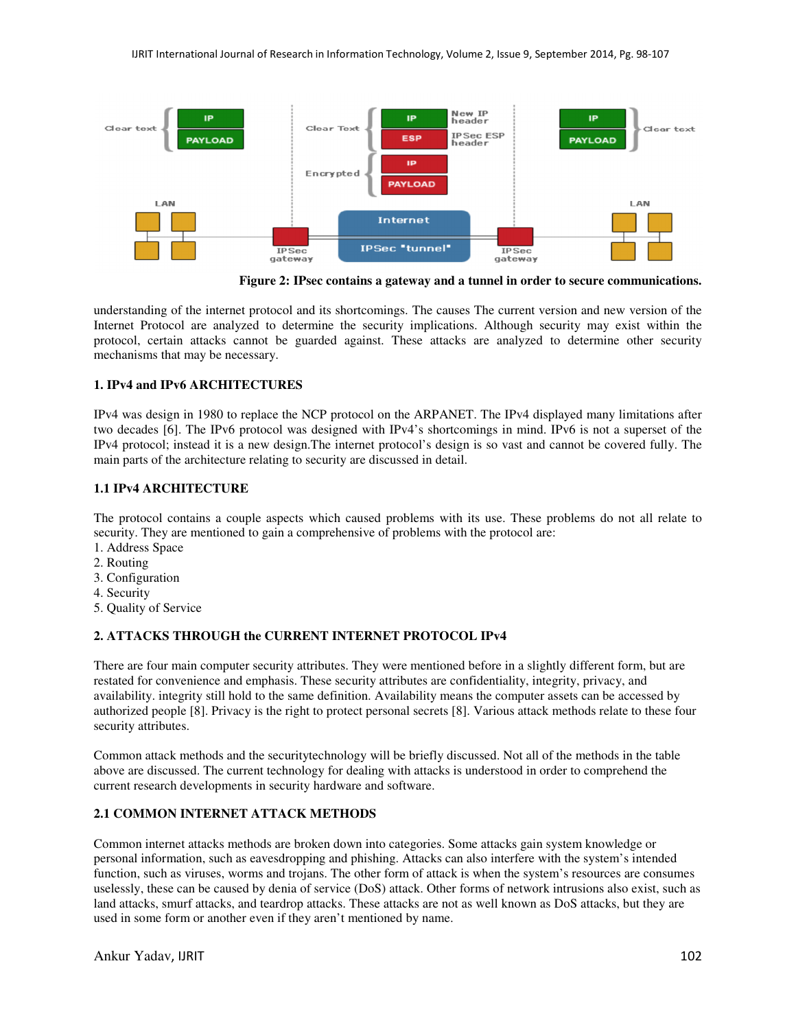**Figure 2: IPsec contains a gateway and a tunnel in order to secure communications.**

understanding of the internet protocol and its shortcomings. The causes The current version and new version of the Internet Protocol are analyzed to determine the security implications. Although security may exist within the protocol, certain attacks cannot be guarded against. These attacks are analyzed to determine other security mechanisms that may be necessary.

## 1. IPv4 and IPv6 ARCHITECTURES

IPv4 was design in 1980 to replace the NCP protocol on the ARPANET. The IPv4 displayed many limitations after two decades [6]. The IPv6 protocol was designed with IPv4's shortcomings in mind. IPv6 is not a superset of the IPv4 protocol; instead it is a new design.The internet protocol's design is so vast and cannot be covered fully. The main parts of the architecture relating to security are discussed in detail.

### 1.1 IPv4 ARCHITECTURE

The protocol contains a couple aspects which caused problems with its use. These problems do not all relate to security. They are mentioned to gain a comprehensive of problems with the protocol are:

1. Address Space
2. Routing
3. Configuration
4. Security
5. Quality of Service

## 2. ATTACKS THROUGH the CURRENT INTERNET PROTOCOL IPv4

There are four main computer security attributes. They were mentioned before in a slightly different form, but are restated for convenience and emphasis. These security attributes are confidentiality, integrity, privacy, and availability. integrity still hold to the same definition. Availability means the computer assets can be accessed by authorized people [8]. Privacy is the right to protect personal secrets [8]. Various attack methods relate to these four security attributes.

Common attack methods and the securitytechnology will be briefly discussed. Not all of the methods in the table above are discussed. The current technology for dealing with attacks is understood in order to comprehend the current research developments in security hardware and software.

### 2.1 COMMON INTERNET ATTACK METHODS

Common internet attacks methods are broken down into categories. Some attacks gain system knowledge or personal information, such as eavesdropping and phishing. Attacks can also interfere with the system's intended function, such as viruses, worms and trojans. The other form of attack is when the system's resources are consumes uselessly, these can be caused by denia of service (DoS) attack. Other forms of network intrusions also exist, such as land attacks, smurf attacks, and teardrop attacks. These attacks are not as well known as DoS attacks, but they are used in some form or another even if they aren't mentioned by name.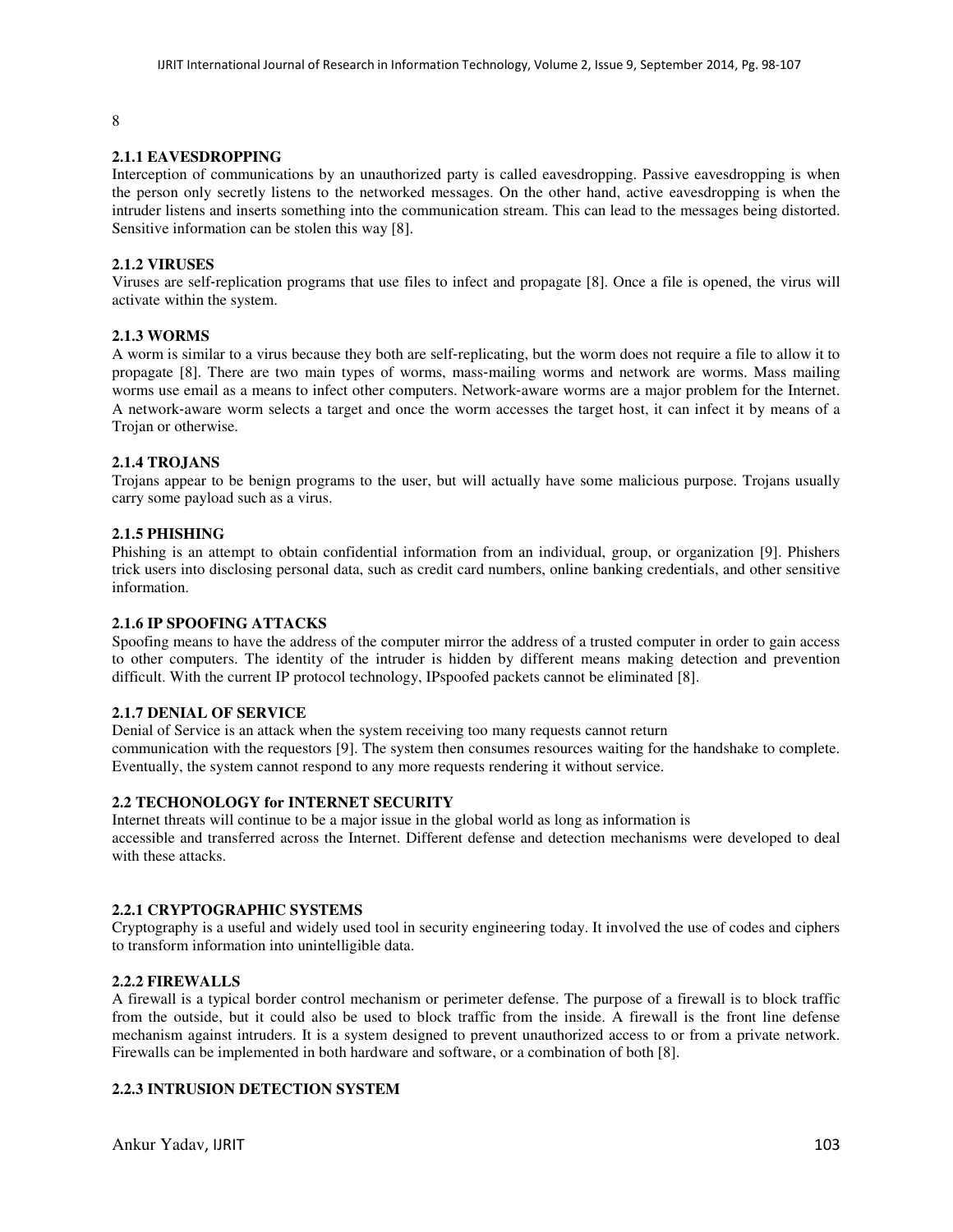8

### 2.1.1 EAVESDROPPING

Interception of communications by an unauthorized party is called eavesdropping. Passive eavesdropping is when the person only secretly listens to the networked messages. On the other hand, active eavesdropping is when the intruder listens and inserts something into the communication stream. This can lead to the messages being distorted. Sensitive information can be stolen this way [8].

### 2.1.2 VIRUSES

Viruses are self-replication programs that use files to infect and propagate [8]. Once a file is opened, the virus will activate within the system.

### 2.1.3 WORMS

A worm is similar to a virus because they both are self-replicating, but the worm does not require a file to allow it to propagate [8]. There are two main types of worms, mass-mailing worms and network are worms. Mass mailing worms use email as a means to infect other computers. Network-aware worms are a major problem for the Internet. A network-aware worm selects a target and once the worm accesses the target host, it can infect it by means of a Trojan or otherwise.

### 2.1.4 TROJANS

Trojans appear to be benign programs to the user, but will actually have some malicious purpose. Trojans usually carry some payload such as a virus.

### 2.1.5 PHISHING

Phishing is an attempt to obtain confidential information from an individual, group, or organization [9]. Phishers trick users into disclosing personal data, such as credit card numbers, online banking credentials, and other sensitive information.

### 2.1.6 IP SPOOFING ATTACKS

Spoofing means to have the address of the computer mirror the address of a trusted computer in order to gain access to other computers. The identity of the intruder is hidden by different means making detection and prevention difficult. With the current IP protocol technology, IPspoofed packets cannot be eliminated [8].

### 2.1.7 DENIAL OF SERVICE

Denial of Service is an attack when the system receiving too many requests cannot return communication with the requestors [9]. The system then consumes resources waiting for the handshake to complete. Eventually, the system cannot respond to any more requests rendering it without service.

## 2.2 TECHONOLOGY for INTERNET SECURITY

Internet threats will continue to be a major issue in the global world as long as information is accessible and transferred across the Internet. Different defense and detection mechanisms were developed to deal with these attacks.

### 2.2.1 CRYPTOGRAPHIC SYSTEMS

Cryptography is a useful and widely used tool in security engineering today. It involved the use of codes and ciphers to transform information into unintelligible data.

### 2.2.2 FIREWALLS

A firewall is a typical border control mechanism or perimeter defense. The purpose of a firewall is to block traffic from the outside, but it could also be used to block traffic from the inside. A firewall is the front line defense mechanism against intruders. It is a system designed to prevent unauthorized access to or from a private network. Firewalls can be implemented in both hardware and software, or a combination of both [8].

### 2.2.3 INTRUSION DETECTION SYSTEM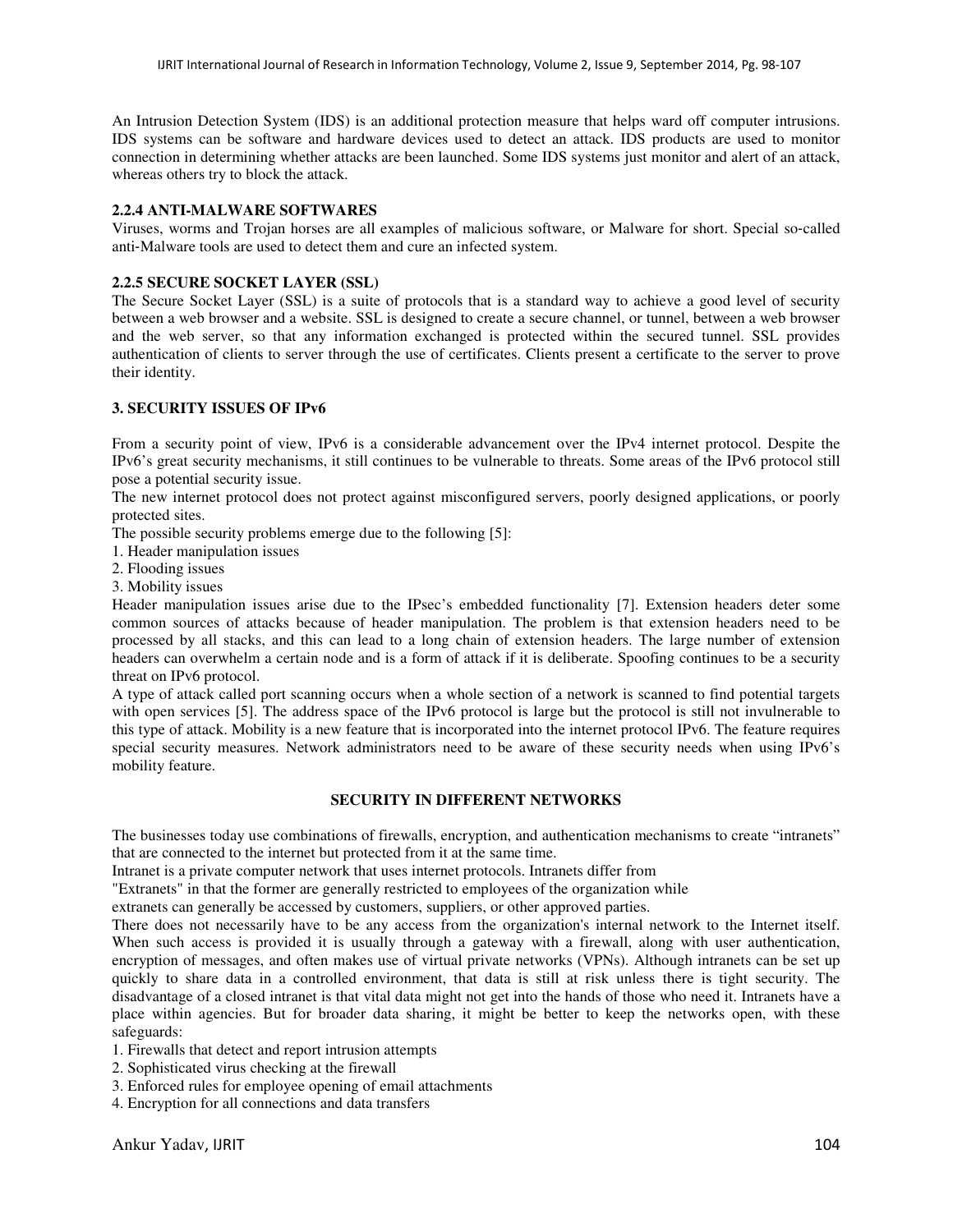An Intrusion Detection System (IDS) is an additional protection measure that helps ward off computer intrusions. IDS systems can be software and hardware devices used to detect an attack. IDS products are used to monitor connection in determining whether attacks are been launched. Some IDS systems just monitor and alert of an attack, whereas others try to block the attack.

#### 2.2.4 ANTI-MALWARE SOFTWARES

Viruses, worms and Trojan horses are all examples of malicious software, or Malware for short. Special so-called anti-Malware tools are used to detect them and cure an infected system.

#### 2.2.5 SECURE SOCKET LAYER (SSL)

The Secure Socket Layer (SSL) is a suite of protocols that is a standard way to achieve a good level of security between a web browser and a website. SSL is designed to create a secure channel, or tunnel, between a web browser and the web server, so that any information exchanged is protected within the secured tunnel. SSL provides authentication of clients to server through the use of certificates. Clients present a certificate to the server to prove their identity.

## 3. SECURITY ISSUES OF IPv6

From a security point of view, IPv6 is a considerable advancement over the IPv4 internet protocol. Despite the IPv6's great security mechanisms, it still continues to be vulnerable to threats. Some areas of the IPv6 protocol still pose a potential security issue.

The new internet protocol does not protect against misconfigured servers, poorly designed applications, or poorly protected sites.

The possible security problems emerge due to the following [5]:

1. Header manipulation issues
2. Flooding issues
3. Mobility issues

Header manipulation issues arise due to the IPsec's embedded functionality [7]. Extension headers deter some common sources of attacks because of header manipulation. The problem is that extension headers need to be processed by all stacks, and this can lead to a long chain of extension headers. The large number of extension headers can overwhelm a certain node and is a form of attack if it is deliberate. Spoofing continues to be a security threat on IPv6 protocol.

A type of attack called port scanning occurs when a whole section of a network is scanned to find potential targets with open services [5]. The address space of the IPv6 protocol is large but the protocol is still not invulnerable to this type of attack. Mobility is a new feature that is incorporated into the internet protocol IPv6. The feature requires special security measures. Network administrators need to be aware of these security needs when using IPv6's mobility feature.

## SECURITY IN DIFFERENT NETWORKS

The businesses today use combinations of firewalls, encryption, and authentication mechanisms to create "intranets" that are connected to the internet but protected from it at the same time.

Intranet is a private computer network that uses internet protocols. Intranets differ from "Extranets" in that the former are generally restricted to employees of the organization while extranets can generally be accessed by customers, suppliers, or other approved parties.

There does not necessarily have to be any access from the organization's internal network to the Internet itself. When such access is provided it is usually through a gateway with a firewall, along with user authentication, encryption of messages, and often makes use of virtual private networks (VPNs). Although intranets can be set up quickly to share data in a controlled environment, that data is still at risk unless there is tight security. The disadvantage of a closed intranet is that vital data might not get into the hands of those who need it. Intranets have a place within agencies. But for broader data sharing, it might be better to keep the networks open, with these safeguards:

1. Firewalls that detect and report intrusion attempts
2. Sophisticated virus checking at the firewall
3. Enforced rules for employee opening of email attachments
4. Encryption for all connections and data transfers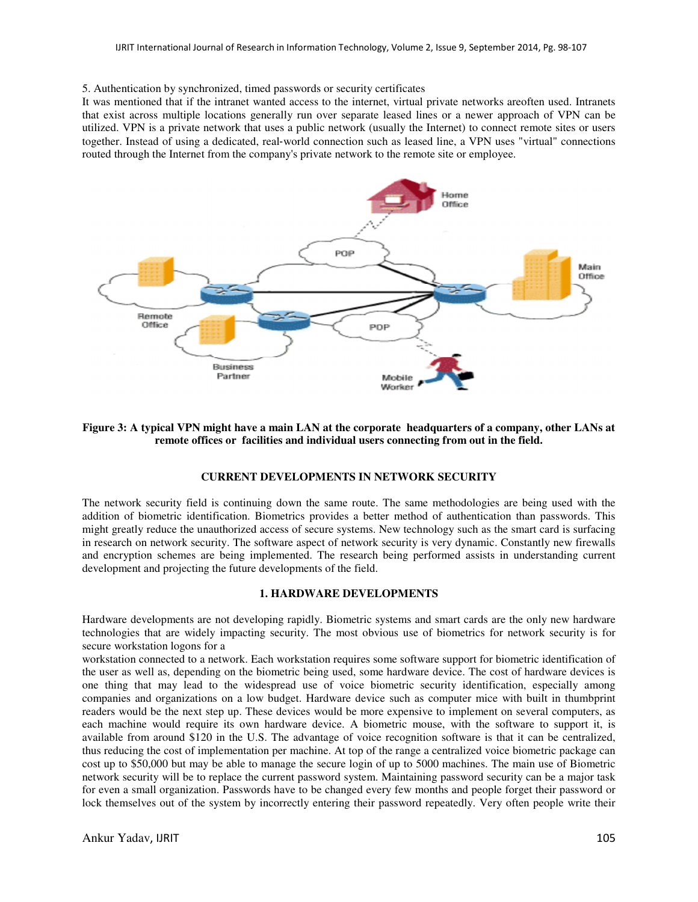5. Authentication by synchronized, timed passwords or security certificates

It was mentioned that if the intranet wanted access to the internet, virtual private networks areoften used. Intranets that exist across multiple locations generally run over separate leased lines or a newer approach of VPN can be utilized. VPN is a private network that uses a public network (usually the Internet) to connect remote sites or users together. Instead of using a dedicated, real-world connection such as leased line, a VPN uses "virtual" connections routed through the Internet from the company's private network to the remote site or employee.

**Figure 3: A typical VPN might have a main LAN at the corporate headquarters of a company, other LANs at remote offices or facilities and individual users connecting from out in the field.**

## CURRENT DEVELOPMENTS IN NETWORK SECURITY

The network security field is continuing down the same route. The same methodologies are being used with the addition of biometric identification. Biometrics provides a better method of authentication than passwords. This might greatly reduce the unauthorized access of secure systems. New technology such as the smart card is surfacing in research on network security. The software aspect of network security is very dynamic. Constantly new firewalls and encryption schemes are being implemented. The research being performed assists in understanding current development and projecting the future developments of the field.

### 1. HARDWARE DEVELOPMENTS

Hardware developments are not developing rapidly. Biometric systems and smart cards are the only new hardware technologies that are widely impacting security. The most obvious use of biometrics for network security is for secure workstation logons for a workstation connected to a network. Each workstation requires some software support for biometric identification of the user as well as, depending on the biometric being used, some hardware device. The cost of hardware devices is one thing that may lead to the widespread use of voice biometric security identification, especially among companies and organizations on a low budget. Hardware device such as computer mice with built in thumbprint readers would be the next step up. These devices would be more expensive to implement on several computers, as each machine would require its own hardware device. A biometric mouse, with the software to support it, is available from around $120 in the U.S. The advantage of voice recognition software is that it can be centralized, thus reducing the cost of implementation per machine. At top of the range a centralized voice biometric package can cost up to $50,000 but may be able to manage the secure login of up to 5000 machines. The main use of Biometric network security will be to replace the current password system. Maintaining password security can be a major task for even a small organization. Passwords have to be changed every few months and people forget their password or lock themselves out of the system by incorrectly entering their password repeatedly. Very often people write their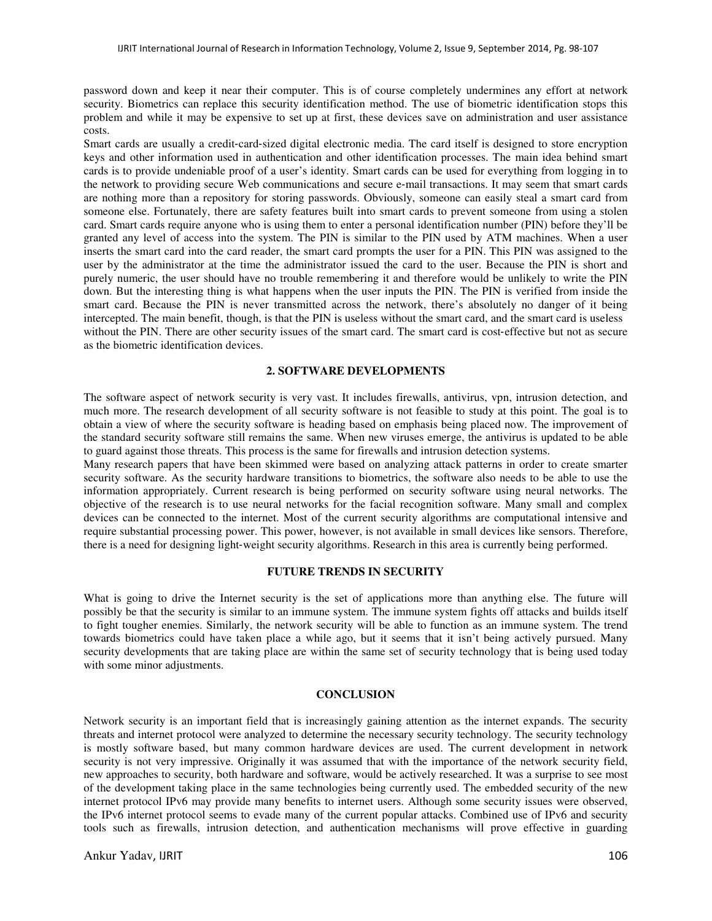password down and keep it near their computer. This is of course completely undermines any effort at network security. Biometrics can replace this security identification method. The use of biometric identification stops this problem and while it may be expensive to set up at first, these devices save on administration and user assistance costs.

Smart cards are usually a credit-card-sized digital electronic media. The card itself is designed to store encryption keys and other information used in authentication and other identification processes. The main idea behind smart cards is to provide undeniable proof of a user's identity. Smart cards can be used for everything from logging in to the network to providing secure Web communications and secure e-mail transactions. It may seem that smart cards are nothing more than a repository for storing passwords. Obviously, someone can easily steal a smart card from someone else. Fortunately, there are safety features built into smart cards to prevent someone from using a stolen card. Smart cards require anyone who is using them to enter a personal identification number (PIN) before they'll be granted any level of access into the system. The PIN is similar to the PIN used by ATM machines. When a user inserts the smart card into the card reader, the smart card prompts the user for a PIN. This PIN was assigned to the user by the administrator at the time the administrator issued the card to the user. Because the PIN is short and purely numeric, the user should have no trouble remembering it and therefore would be unlikely to write the PIN down. But the interesting thing is what happens when the user inputs the PIN. The PIN is verified from inside the smart card. Because the PIN is never transmitted across the network, there's absolutely no danger of it being intercepted. The main benefit, though, is that the PIN is useless without the smart card, and the smart card is useless without the PIN. There are other security issues of the smart card. The smart card is cost-effective but not as secure as the biometric identification devices.

## 2. SOFTWARE DEVELOPMENTS

The software aspect of network security is very vast. It includes firewalls, antivirus, vpn, intrusion detection, and much more. The research development of all security software is not feasible to study at this point. The goal is to obtain a view of where the security software is heading based on emphasis being placed now. The improvement of the standard security software still remains the same. When new viruses emerge, the antivirus is updated to be able to guard against those threats. This process is the same for firewalls and intrusion detection systems.

Many research papers that have been skimmed were based on analyzing attack patterns in order to create smarter security software. As the security hardware transitions to biometrics, the software also needs to be able to use the information appropriately. Current research is being performed on security software using neural networks. The objective of the research is to use neural networks for the facial recognition software. Many small and complex devices can be connected to the internet. Most of the current security algorithms are computational intensive and require substantial processing power. This power, however, is not available in small devices like sensors. Therefore, there is a need for designing light-weight security algorithms. Research in this area is currently being performed.

## FUTURE TRENDS IN SECURITY

What is going to drive the Internet security is the set of applications more than anything else. The future will possibly be that the security is similar to an immune system. The immune system fights off attacks and builds itself to fight tougher enemies. Similarly, the network security will be able to function as an immune system. The trend towards biometrics could have taken place a while ago, but it seems that it isn't being actively pursued. Many security developments that are taking place are within the same set of security technology that is being used today with some minor adjustments.

## CONCLUSION

Network security is an important field that is increasingly gaining attention as the internet expands. The security threats and internet protocol were analyzed to determine the necessary security technology. The security technology is mostly software based, but many common hardware devices are used. The current development in network security is not very impressive. Originally it was assumed that with the importance of the network security field, new approaches to security, both hardware and software, would be actively researched. It was a surprise to see most of the development taking place in the same technologies being currently used. The embedded security of the new internet protocol IPv6 may provide many benefits to internet users. Although some security issues were observed, the IPv6 internet protocol seems to evade many of the current popular attacks. Combined use of IPv6 and security tools such as firewalls, intrusion detection, and authentication mechanisms will prove effective in guarding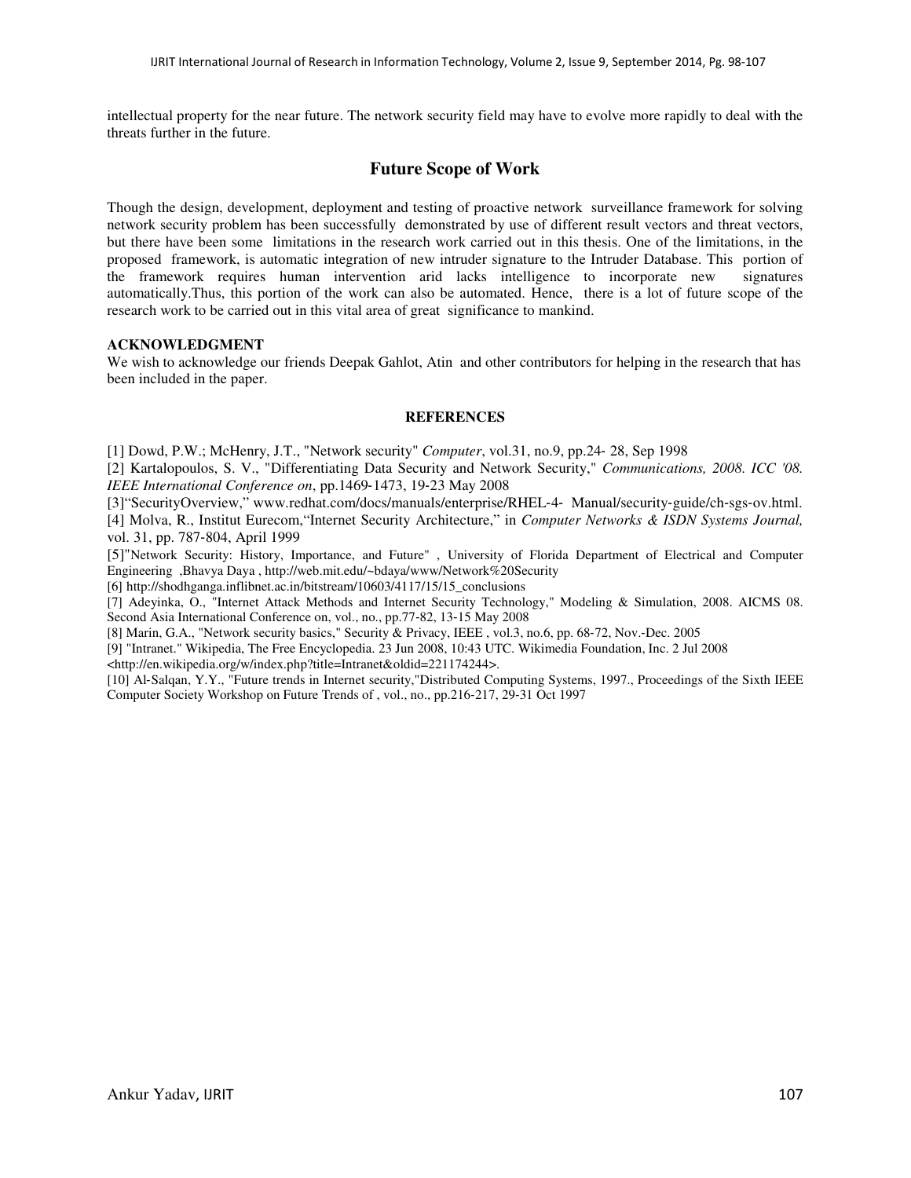intellectual property for the near future. The network security field may have to evolve more rapidly to deal with the threats further in the future.

## Future Scope of Work

Though the design, development, deployment and testing of proactive network surveillance framework for solving network security problem has been successfully demonstrated by use of different result vectors and threat vectors, but there have been some limitations in the research work carried out in this thesis. One of the limitations, in the proposed framework, is automatic integration of new intruder signature to the Intruder Database. This portion of the framework requires human intervention arid lacks intelligence to incorporate new signatures automatically.Thus, this portion of the work can also be automated. Hence, there is a lot of future scope of the research work to be carried out in this vital area of great significance to mankind.

**ACKNOWLEDGMENT**

We wish to acknowledge our friends Deepak Gahlot, Atin and other contributors for helping in the research that has been included in the paper.

**REFERENCES**

[1] Dowd, P.W.; McHenry, J.T., "Network security" *Computer*, vol.31, no.9, pp.24- 28, Sep 1998

[2] Kartalopoulos, S. V., "Differentiating Data Security and Network Security," *Communications, 2008. ICC '08. IEEE International Conference on*, pp.1469-1473, 19-23 May 2008

[3]"SecurityOverview," www.redhat.com/docs/manuals/enterprise/RHEL-4- Manual/security-guide/ch-sgs-ov.html.

[4] Molva, R., Institut Eurecom,"Internet Security Architecture," in *Computer Networks & ISDN Systems Journal,* vol. 31, pp. 787-804, April 1999

[5]"Network Security: History, Importance, and Future" , University of Florida Department of Electrical and Computer Engineering ,Bhavya Daya , http://web.mit.edu/~bdaya/www/Network%20Security

[6] http://shodhganga.inflibnet.ac.in/bitstream/10603/4117/15/15_conclusions

[7] Adeyinka, O., "Internet Attack Methods and Internet Security Technology," Modeling & Simulation, 2008. AICMS 08. Second Asia International Conference on, vol., no., pp.77-82, 13-15 May 2008

[8] Marin, G.A., "Network security basics," Security & Privacy, IEEE , vol.3, no.6, pp. 68-72, Nov.-Dec. 2005

[9] "Intranet." Wikipedia, The Free Encyclopedia. 23 Jun 2008, 10:43 UTC. Wikimedia Foundation, Inc. 2 Jul 2008 <http://en.wikipedia.org/w/index.php?title=Intranet&oldid=221174244>.

[10] Al-Salqan, Y.Y., "Future trends in Internet security,"Distributed Computing Systems, 1997., Proceedings of the Sixth IEEE Computer Society Workshop on Future Trends of , vol., no., pp.216-217, 29-31 Oct 1997